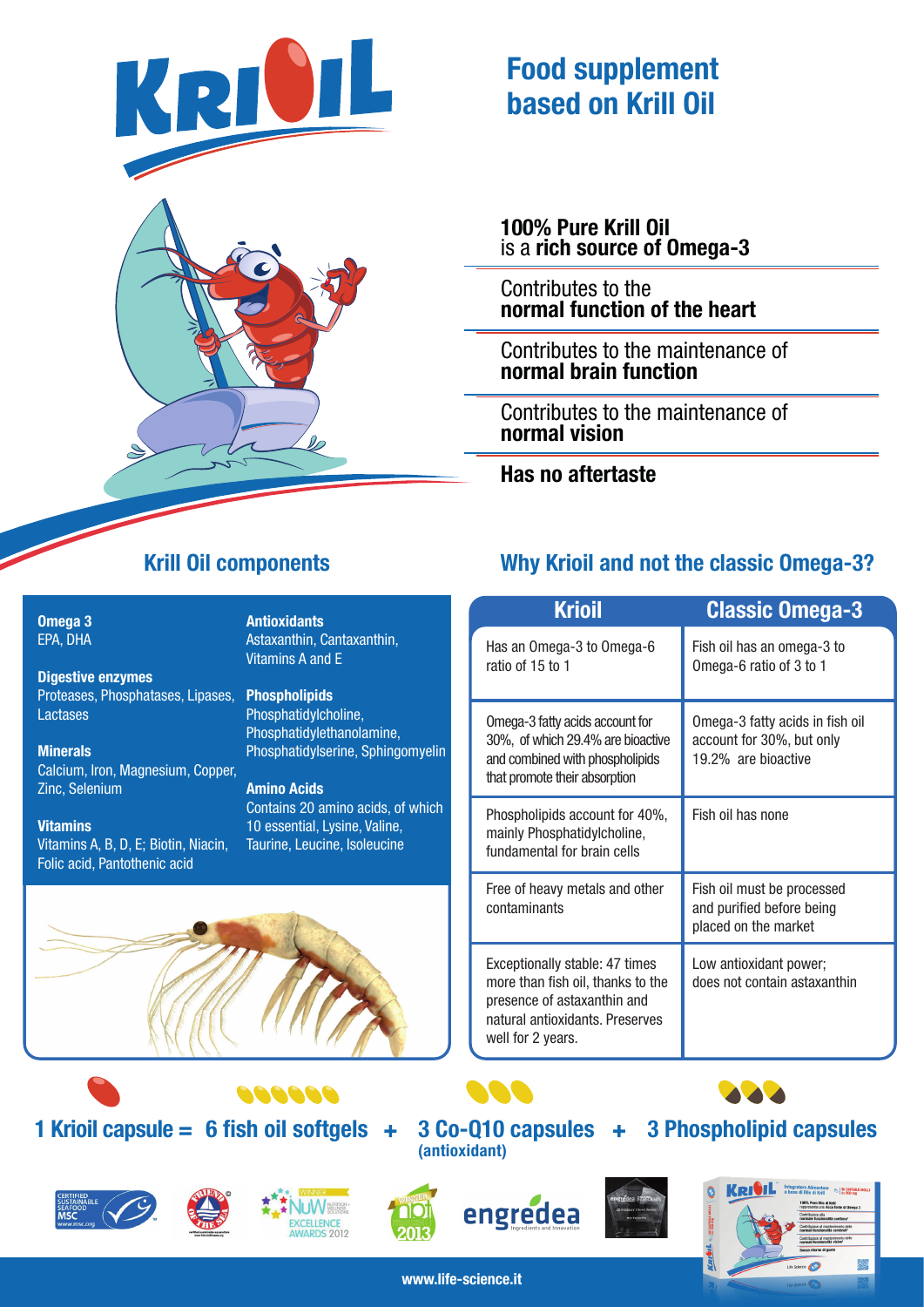# KRIOIL

## Food supplement based on Krill Oil

**100% Pure Krill Oil** is a **rich source of Omega-3**

Contributes to the **normal function of the heart**

Contributes to the maintenance of **normal brain function**

Contributes to the maintenance of **normal vision**

**Has no aftertaste**

## Krill Oil components

**Omega 3**
EPA, DHA

**Digestive enzymes**
Proteases, Phosphatases, Lipases, Lactases

**Minerals**
Calcium, Iron, Magnesium, Copper, Zinc, Selenium

**Vitamins**
Vitamins A, B, D, E; Biotin, Niacin, Folic acid, Pantothenic acid

**Antioxidants**
Astaxanthin, Cantaxanthin, Vitamins A and E

**Phospholipids**
Phosphatidylcholine, Phosphatidylethanolamine, Phosphatidylserine, Sphingomyelin

**Amino Acids**
Contains 20 amino acids, of which 10 essential, Lysine, Valine, Taurine, Leucine, Isoleucine

## Why Krioil and not the classic Omega-3?

| Krioil | Classic Omega-3 |
|---|---|
| Has an Omega-3 to Omega-6 ratio of 15 to 1 | Fish oil has an omega-3 to Omega-6 ratio of 3 to 1 |
| Omega-3 fatty acids account for 30%, of which 29.4% are bioactive and combined with phospholipids that promote their absorption | Omega-3 fatty acids in fish oil account for 30%, but only 19.2% are bioactive |
| Phospholipids account for 40%, mainly Phosphatidylcholine, fundamental for brain cells | Fish oil has none |
| Free of heavy metals and other contaminants | Fish oil must be processed and purified before being placed on the market |
| Exceptionally stable: 47 times more than fish oil, thanks to the presence of astaxanthin and natural antioxidants. Preserves well for 2 years. | Low antioxidant power; does not contain astaxanthin |

**1 Krioil capsule = 6 fish oil softgels + 3 Co-Q10 capsules (antioxidant) + 3 Phospholipid capsules**

CERTIFIED SUSTAINABLE SEAFOOD MSC www.msc.org

FRIEND OF THE SEA

WINNER NuW NUTRITION INGREDIENTS SOLUTIONS EXCELLENCE AWARDS 2012

WINNER noi 2013

engredea Ingredients and Innovation

www.life-science.it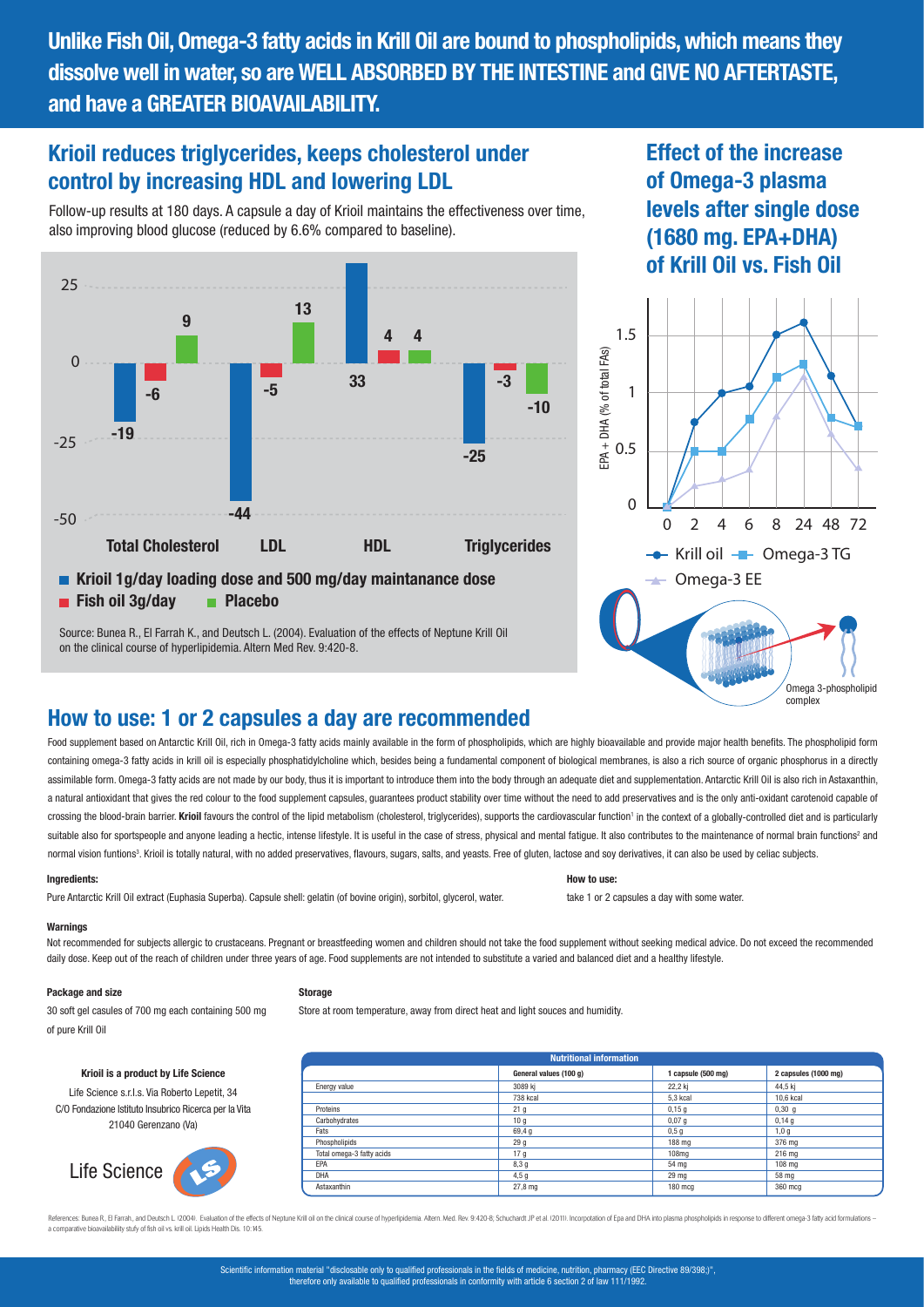**Unlike Fish Oil, Omega-3 fatty acids in Krill Oil are bound to phospholipids, which means they dissolve well in water, so are WELL ABSORBED BY THE INTESTINE and GIVE NO AFTERTASTE, and have a GREATER BIOAVAILABILITY.**

## Krioil reduces triglycerides, keeps cholesterol under control by increasing HDL and lowering LDL

Follow-up results at 180 days. A capsule a day of Krioil maintains the effectiveness over time, also improving blood glucose (reduced by 6.6% compared to baseline).

25
0
-25
-50

Total Cholesterol: -19, -6, 9
LDL: -44, -5, 13
HDL: 33, 4, 4
Triglycerides: -25, -3, -10

Krioil 1g/day loading dose and 500 mg/day maintanance dose
Fish oil 3g/day
Placebo

Source: Bunea R., El Farrah K., and Deutsch L. (2004). Evaluation of the effects of Neptune Krill Oil on the clinical course of hyperlipidemia. Altern Med Rev. 9:420-8.

## Effect of the increase of Omega-3 plasma levels after single dose (1680 mg. EPA+DHA) of Krill Oil vs. Fish Oil

EPA + DHA (% of total FAs)
1.5
1
0.5
0
0 2 4 6 8 24 48 72

Krill oil
Omega-3 TG
Omega-3 EE

Omega 3-phospholipid complex

## How to use: 1 or 2 capsules a day are recommended

Food supplement based on Antarctic Krill Oil, rich in Omega-3 fatty acids mainly available in the form of phospholipids, which are highly bioavailable and provide major health benefits. The phospholipid form containing omega-3 fatty acids in krill oil is especially phosphatidylcholine which, besides being a fundamental component of biological membranes, is also a rich source of organic phosphorus in a directly assimilable form. Omega-3 fatty acids are not made by our body, thus it is important to introduce them into the body through an adequate diet and supplementation. Antarctic Krill Oil is also rich in Astaxanthin, a natural antioxidant that gives the red colour to the food supplement capsules, guarantees product stability over time without the need to add preservatives and is the only anti-oxidant carotenoid capable of crossing the blood-brain barrier. **Krioil** favours the control of the lipid metabolism (cholesterol, triglycerides), supports the cardiovascular function[1] in the context of a globally-controlled diet and is particularly suitable also for sportspeople and anyone leading a hectic, intense lifestyle. It is useful in the case of stress, physical and mental fatigue. It also contributes to the maintenance of normal brain functions[2] and normal vision funtions[3]. Krioil is totally natural, with no added preservatives, flavours, sugars, salts, and yeasts. Free of gluten, lactose and soy derivatives, it can also be used by celiac subjects.

**Ingredients:**

Pure Antarctic Krill Oil extract (Euphasia Superba). Capsule shell: gelatin (of bovine origin), sorbitol, glycerol, water.

**How to use:**

take 1 or 2 capsules a day with some water.

**Warnings**

Not recommended for subjects allergic to crustaceans. Pregnant or breastfeeding women and children should not take the food supplement without seeking medical advice. Do not exceed the recommended daily dose. Keep out of the reach of children under three years of age. Food supplements are not intended to substitute a varied and balanced diet and a healthy lifestyle.

**Package and size**

30 soft gel casules of 700 mg each containing 500 mg of pure Krill Oil

**Storage**

Store at room temperature, away from direct heat and light souces and humidity.

**Krioil is a product by Life Science**

Life Science s.r.l.s. Via Roberto Lepetit, 34
C/O Fondazione Istituto Insubrico Ricerca per la Vita
21040 Gerenzano (Va)

Life Science

| Nutritional information | | | |
|---|---|---|---|
| | General values (100 g) | 1 capsule (500 mg) | 2 capsules (1000 mg) |
| Energy value | 3089 kj | 22,2 kj | 44,5 kj |
| | 738 kcal | 5,3 kcal | 10,6 kcal |
| Proteins | 21 g | 0,15 g | 0,30 g |
| Carbohydrates | 10 g | 0,07 g | 0,14 g |
| Fats | 69,4 g | 0,5 g | 1,0 g |
| Phospholipids | 29 g | 188 mg | 376 mg |
| Total omega-3 fatty acids | 17 g | 108mg | 216 mg |
| EPA | 8,3 g | 54 mg | 108 mg |
| DHA | 4,5 g | 29 mg | 58 mg |
| Astaxanthin | 27,8 mg | 180 mcg | 360 mcg |

References: Bunea R., El Farrah., and Deutsch L. (2004). Evaluation of the effects of Neptune Krill oil on the clinical course of hyperlipidemia. Altern. Med. Rev. 9:420-8; Schuchardt JP et al. (2011). Incorporation of Epa and DHA into plasma phospholipids in response to different omega-3 fatty acid formulations – a comparative bioavailability stufy of fish oil vs. krill oil. Lipids Health Dis. 10:145.

Scientific information material "disclosable only to qualified professionals in the fields of medicine, nutrition, pharmacy (EEC Directive 89/398;)", therefore only available to qualified professionals in conformity with article 6 section 2 of law 111/1992.